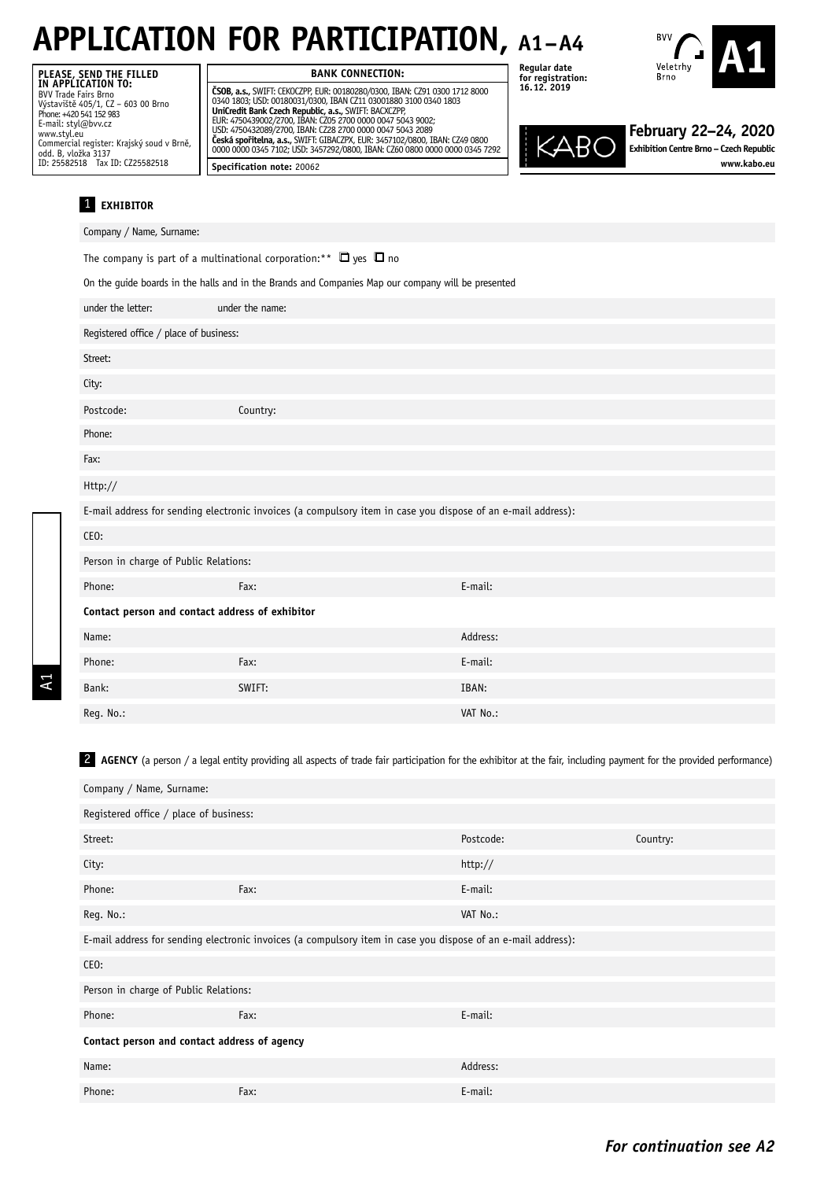# APPLICATION FOR PARTICIPATION, A1–A4

**PLEASE, SEND THE FILLED IN APPLICATION TO:**
BVV Trade Fairs Brno
Výstaviště 405/1, CZ – 603 00 Brno
Phone: +420 541 152 983
E-mail: styl@bvv.cz
www.styl.eu
Commercial register: Krajský soud v Brně, odd. B, vložka 3137
ID: 25582518 Tax ID: CZ25582518

**BANK CONNECTION:**

**ČSOB, a.s.**, SWIFT: CEKOCZPP, EUR: 00180280/0300, IBAN: CZ91 0300 1712 8000 0340 1803; USD: 00180031/0300, IBAN CZ11 03001880 3100 0340 1803
**UniCredit Bank Czech Republic, a.s.**, SWIFT: BACXCZPP, EUR: 4750439002/2700, IBAN: CZ05 2700 0000 0047 5043 9002; USD: 4750432089/2700, IBAN: CZ28 2700 0000 0047 5043 2089
**Česká spořitelna, a.s.**, SWIFT: GIBACZPX, EUR: 3457102/0800, IBAN: CZ49 0800 0000 0000 0345 7102; USD: 3457292/0800, IBAN: CZ60 0800 0000 0000 0345 7292

**Specification note:** 20062

**Regular date for registration: 16.12. 2019**

BVV Veletrhy Brno **A1**

KABO

**February 22–24, 2020**
**Exhibition Centre Brno – Czech Republic**
**www.kabo.eu**

## 1 EXHIBITOR

Company / Name, Surname:

The company is part of a multinational corporation:** ☐ yes ☐ no

On the guide boards in the halls and in the Brands and Companies Map our company will be presented

under the letter: under the name:

Registered office / place of business:

Street:

City:

Postcode: Country:

Phone:

Fax:

Http://

E-mail address for sending electronic invoices (a compulsory item in case you dispose of an e-mail address):

CEO:

Person in charge of Public Relations:

Phone: Fax: E-mail:

**Contact person and contact address of exhibitor**

Name: Address:

Phone: Fax: E-mail:

Bank: SWIFT: IBAN:

Reg. No.: VAT No.:

## 2 AGENCY (a person / a legal entity providing all aspects of trade fair participation for the exhibitor at the fair, including payment for the provided performance)

Company / Name, Surname:

Registered office / place of business:

Street: Postcode: Country:

City: http://

Phone: Fax: E-mail:

Reg. No.: VAT No.:

E-mail address for sending electronic invoices (a compulsory item in case you dispose of an e-mail address):

CEO:

Person in charge of Public Relations:

Phone: Fax: E-mail:

**Contact person and contact address of agency**

Name: Address:

Phone: Fax: E-mail:

***For continuation see A2***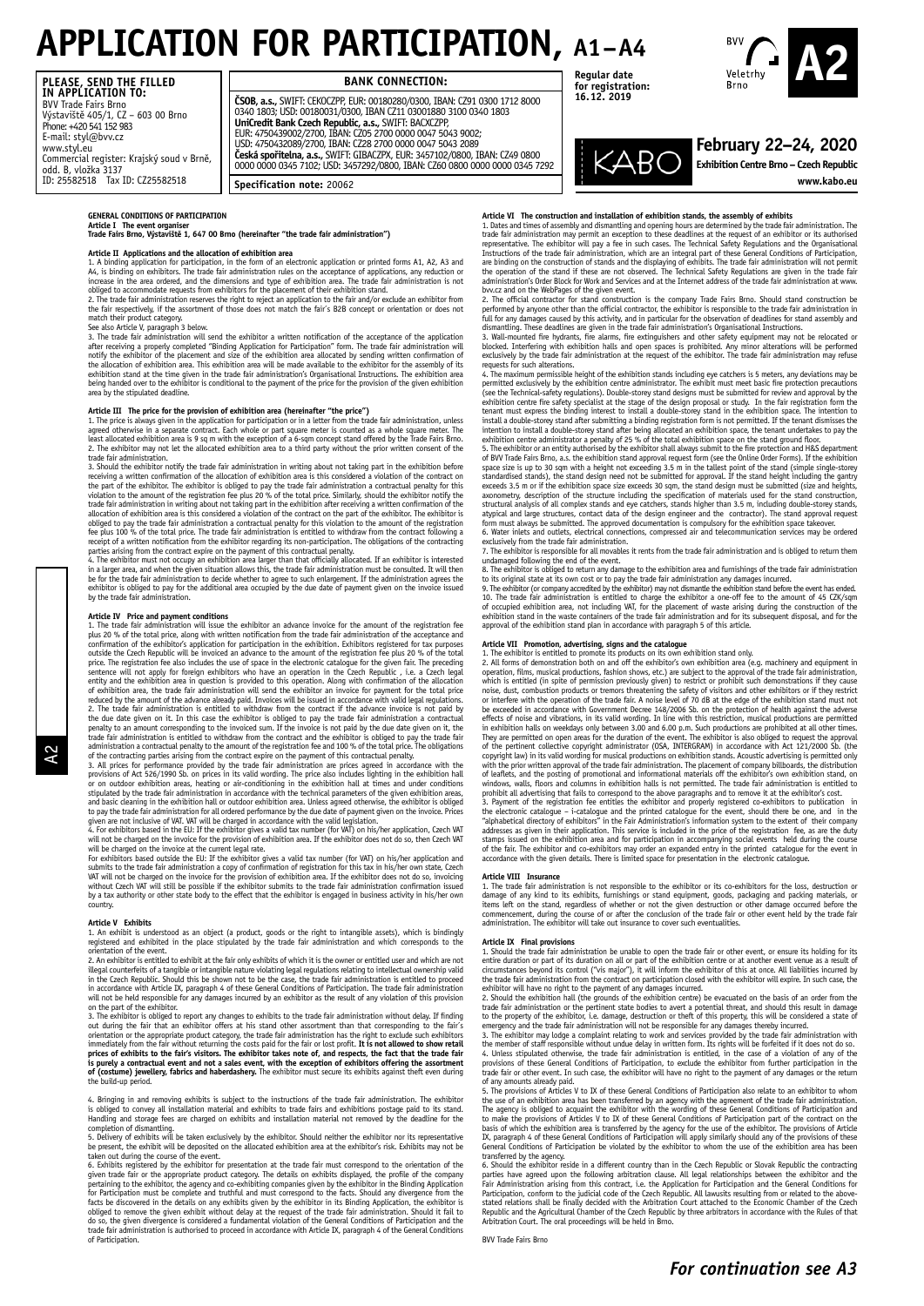# APPLICATION FOR PARTICIPATION, A1–A4

**A2**

**PLEASE, SEND THE FILLED IN APPLICATION TO:**
BVV Trade Fairs Brno
Výstaviště 405/1, CZ – 603 00 Brno
Phone: +420 541 152 983
E-mail: styl@bvv.cz
www.styl.eu
Commercial register: Krajský soud v Brně, odd. B, vložka 3137
ID: 25582518 Tax ID: CZ25582518

**BANK CONNECTION:**

**ČSOB, a.s.,** SWIFT: CEKOCZPP, EUR: 00180280/0300, IBAN: CZ91 0300 1712 8000 0340 1803; USD: 00180031/0300, IBAN CZ11 03001880 3100 0340 1803
**UniCredit Bank Czech Republic, a.s.,** SWIFT: BACXCZPP,
EUR: 4750439002/2700, IBAN: CZ05 2700 0000 0047 5043 9002;
USD: 4750432089/2700, IBAN: CZ28 2700 0000 0047 5043 2089
**Česká spořitelna, a.s.,** SWIFT: GIBACZPX, EUR: 3457102/0800, IBAN: CZ49 0800 0000 0000 0345 7102; USD: 3457292/0800, IBAN: CZ60 0800 0000 0000 0345 7292

**Specification note:** 20062

**Regular date for registration: 16.12. 2019**

KABO

**February 22–24, 2020**
**Exhibition Centre Brno – Czech Republic**
**www.kabo.eu**

## GENERAL CONDITIONS OF PARTICIPATION

### Article I The event organiser

**Trade Fairs Brno, Výstaviště 1, 647 00 Brno (hereinafter "the trade fair administration")**

### Article II Applications and the allocation of exhibition area

1. A binding application for participation, in the form of an electronic application or printed forms A1, A2, A3 and A4, is binding on exhibitors. The trade fair administration rules on the acceptance of applications, any reduction or increase in the area ordered, and the dimensions and type of exhibition area. The trade fair administration is not obliged to accommodate requests from exhibitors for the placement of their exhibition stand.

2. The trade fair administration reserves the right to reject an application to the fair and/or exclude an exhibitor from the fair respectively, if the assortment of those does not match the fair's B2B concept or orientation or does not match their product category.

See also Article V, paragraph 3 below.

3. The trade fair administration will send the exhibitor a written notification of the acceptance of the application after receiving a properly completed "Binding Application for Participation" form. The trade fair administration will notify the exhibitor of the placement and size of the exhibition area allocated by sending written confirmation of the allocation of exhibition area. This exhibition area will be made available to the exhibitor for the assembly of its exhibition stand at the time given in the trade fair administration's Organisational Instructions. The exhibition area being handed over to the exhibitor is conditional to the payment of the price for the provision of the given exhibition area by the stipulated deadline.

### Article III The price for the provision of exhibition area (hereinafter "the price")

1. The price is always given in the application for participation or in a letter from the trade fair administration, unless agreed otherwise in a separate contract. Each whole or part square meter is counted as a whole square meter. The least allocated exhibition area is 9 sq m with the exception of a 6-sqm concept stand offered by the Trade Fairs Brno.

2. The exhibitor may not let the allocated exhibition area to a third party without the prior written consent of the trade fair administration.

3. Should the exhibitor notify the trade fair administration in writing about not taking part in the exhibition before receiving a written confirmation of the allocation of exhibition area is this considered a violation of the contract on the part of the exhibitor. The exhibitor is obliged to pay the trade fair administration a contractual penalty for this violation to the amount of the registration fee plus 20 % of the total price. Similarly, should the exhibitor notify the trade fair administration in writing about not taking part in the exhibition after receiving a written confirmation of the allocation of exhibition area is this considered a violation of the contract on the part of the exhibitor. The exhibitor is obliged to pay the trade fair administration a contractual penalty for this violation to the amount of the registration fee plus 100 % of the total price. The trade fair administration is entitled to withdraw from the contract following a receipt of a written notification from the exhibitor regarding its non-participation. The obligations of the contracting parties arising from the contract expire on the payment of this contractual penalty.

4. The exhibitor must not occupy an exhibition area larger than that officially allocated. If an exhibitor is interested in a larger area, and when the given situation allows this, the trade fair administration must be consulted. It will then be for the trade fair administration to decide whether to agree to such enlargement. If the administration agrees the exhibitor is obliged to pay for the additional area occupied by the due date of payment given on the invoice issued by the trade fair administration.

### Article IV Price and payment conditions

1. The trade fair administration will issue the exhibitor an advance invoice for the amount of the registration fee plus 20 % of the total price, along with written notification from the trade fair administration of the acceptance and confirmation of the exhibitor's application for participation in the exhibition. Exhibitors registered for tax purposes outside the Czech Republic will be invoiced an advance to the amount of the registration fee plus 20 % of the total price. The registration fee also includes the use of space in the electronic catalogue for the given fair. The preceding sentence will not apply for foreign exhibitors who have an operation in the Czech Republic , i.e. a Czech legal entity and the exhibition area in question is provided to this operation. Along with confirmation of the allocation of exhibition area, the trade fair administration will send the exhibitor an invoice for payment for the total price reduced by the amount of the advance already paid. Invoices will be issued in accordance with valid legal regulations.

2. The trade fair administration is entitled to withdraw from the contract if the advance invoice is not paid by the due date given on it. In this case the exhibitor is obliged to pay the trade fair administration a contractual penalty to an amount corresponding to the invoiced sum. If the invoice is not paid by the due date given on it, the trade fair administration is entitled to withdraw from the contract and the exhibitor is obliged to pay the trade fair administration a contractual penalty to the amount of the registration fee and 100 % of the total price. The obligations of the contracting parties arising from the contract expire on the payment of this contractual penalty.

3. All prices for performance provided by the trade fair administration are prices agreed in accordance with the provisions of Act 526/1990 Sb. on prices in its valid wording. The price also includes lighting in the exhibition hall or on outdoor exhibition areas, heating or air-conditioning in the exhibition hall at times and under conditions stipulated by the trade fair administration in accordance with the technical parameters of the given exhibition areas, and basic cleaning in the exhibition hall or outdoor exhibition area. Unless agreed otherwise, the exhibitor is obliged to pay the trade fair administration for all ordered performance by the due date of payment given on the invoice. Prices given are not inclusive of VAT. VAT will be charged in accordance with the valid legislation.

4. For exhibitors based in the EU: If the exhibitor gives a valid tax number (for VAT) on his/her application, Czech VAT will not be charged on the invoice for the provision of exhibition area. If the exhibitor does not do so, then Czech VAT will be charged on the invoice at the current legal rate.

For exhibitors based outside the EU: If the exhibitor gives a valid tax number (for VAT) on his/her application and submits to the trade fair administration a copy of confirmation of registration for this tax in his/her own state, Czech VAT will not be charged on the invoice for the provision of exhibition area. If the exhibitor does not do so, invoicing without Czech VAT will still be possible if the exhibitor submits to the trade fair administration confirmation issued by a tax authority or other state body to the effect that the exhibitor is engaged in business activity in his/her own country.

### Article V Exhibits

1. An exhibit is understood as an object (a product, goods or the right to intangible assets), which is bindingly registered and exhibited in the place stipulated by the trade fair administration and which corresponds to the orientation of the event.

2. An exhibitor is entitled to exhibit at the fair only exhibits of which it is the owner or entitled user and which are not illegal counterfeits of a tangible or intangible nature violating legal regulations relating to intellectual ownership valid in the Czech Republic. Should this be shown not to be the case, the trade fair administration is entitled to proceed in accordance with Article IX, paragraph 4 of these General Conditions of Participation. The trade fair administration will not be held responsible for any damages incurred by an exhibitor as the result of any violation of this provision on the part of the exhibitor.

3. The exhibitor is obliged to report any changes to exhibits to the trade fair administration without delay. If finding out during the fair that an exhibitor offers at his stand other assortment than that corresponding to the fair's orientation or the appropriate product category, the trade fair administration has the right to exclude such exhibitors immediately from the fair without returning the costs paid for the fair or lost profit. **It is not allowed to show retail prices of exhibits to the fair's visitors. The exhibitor takes note of, and respects, the fact that the trade fair is purely a contractual event and not a sales event, with the exception of exhibitors offering the assortment of (costume) jewellery, fabrics and haberdashery.** The exhibitor must secure its exhibits against theft even during the build-up period.

4. Bringing in and removing exhibits is subject to the instructions of the trade fair administration. The exhibitor is obliged to convey all installation material and exhibits to trade fairs and exhibitions postage paid to its stand. Handling and storage fees are charged on exhibits and installation material not removed by the deadline for the completion of dismantling.

5. Delivery of exhibits will be taken exclusively by the exhibitor. Should neither the exhibitor nor its representative be present, the exhibits will be deposited on the allocated exhibition area at the exhibitor's risk. Exhibits may not be taken out during the course of the event.

6. Exhibits registered by the exhibitor for presentation at the trade fair must correspond to the orientation of the given trade fair or the appropriate product category. The details on exhibits displayed, the profile of the company pertaining to the exhibitor, the agency and co-exhibiting companies given by the exhibitor in the Binding Application for Participation must be complete and truthful and must correspond to the facts. Should any divergence from the facts be discovered in the details on any exhibits given by the exhibitor in its Binding Application, the exhibitor is obliged to remove the given exhibit without delay at the request of the trade fair administration. Should it fail to do so, the given divergence is considered a fundamental violation of the General Conditions of Participation and the trade fair administration is authorised to proceed in accordance with Article IX, paragraph 4 of the General Conditions of Participation.

### Article VI The construction and installation of exhibition stands, the assembly of exhibits

1. Dates and times of assembly and dismantling and opening hours are determined by the trade fair administration. The trade fair administration may permit an exception to these deadlines at the request of an exhibitor or its authorised representative. The exhibitor will pay a fee in such cases. The Technical Safety Regulations and the Organisational Instructions of the trade fair administration, which are an integral part of these General Conditions of Participation, are binding on the construction of stands and the displaying of exhibits. The trade fair administration will not permit the operation of the stand if these are not observed. The Technical Safety Regulations are given in the trade fair administration's Order Block for Work and Services and at the Internet address of the trade fair administration at www.bvv.cz and on the WebPages of the given event.

2. The official contractor for stand construction is the company Trade Fairs Brno. Should stand construction be performed by anyone other than the official contractor, the exhibitor is responsible to the trade fair administration in full for any damages caused by this activity, and in particular for the observation of deadlines for stand assembly and dismantling. These deadlines are given in the trade fair administration's Organisational Instructions.

3. Wall-mounted fire hydrants, fire alarms, fire extinguishers and other safety equipment may not be relocated or blocked. Interfering with exhibition halls and open spaces is prohibited. Any minor alterations will be performed exclusively by the trade fair administration at the request of the exhibitor. The trade fair administration may refuse requests for such alterations.

4. The maximum permissible height of the exhibition stands including eye catchers is 5 meters, any deviations may be permitted exclusively by the exhibition centre administrator. The exhibit must meet basic fire protection precautions (see the Technical-safety regulations). Double-storey stand designs must be submitted for review and approval by the exhibition centre fire safety specialist at the stage of the design proposal or study. In the fair registration form the tenant must express the binding interest to install a double-storey stand in the exhibition space. The intention to install a double-storey stand after submitting a binding registration form is not permitted. If the tenant dismisses the intention to install a double-storey stand after being allocated an exhibition space, the tenant undertakes to pay the exhibition centre administrator a penalty of 25 % of the total exhibition space on the stand ground floor.

5. The exhibitor or an entity authorised by the exhibitor shall always submit to the fire protection and H&S department of BVV Trade Fairs Brno, a.s. the exhibition stand approval request form (see the Online Order Forms). If the exhibition space size is up to 30 sqm with a height not exceeding 3.5 m in the tallest point of the stand (simple single-storey standardised stands), the stand design need not be submitted for approval. If the stand height including the gantry exceeds 3.5 m or if the exhibition space size exceeds 30 sqm, the stand design must be submitted (size and heights, axonometry, description of the structure including the specification of materials used for the stand construction, structural analysis of all complex stands and eye catchers, stands higher than 3.5 m, including double-storey stands, atypical and large structures, contact data of the design engineer and the contractor). The stand approval request form must always be submitted. The approved documentation is compulsory for the exhibition space takeover.

6. Water inlets and outlets, electrical connections, compressed air and telecommunication services may be ordered exclusively from the trade fair administration.

7. The exhibitor is responsible for all movables it rents from the trade fair administration and is obliged to return them undamaged following the end of the event.

8. The exhibitor is obliged to return any damage to the exhibition area and furnishings of the trade fair administration to its original state at its own cost or to pay the trade fair administration any damages incurred.

9. The exhibitor (or company accredited by the exhibitor) may not dismantle the exhibition stand before the event has ended.

10. The trade fair administration is entitled to charge the exhibitor a one-off fee to the amount of 45 CZK/sqm of occupied exhibition area, not including VAT, for the placement of waste arising during the construction of the exhibition stand in the waste containers of the trade fair administration and for its subsequent disposal, and for the approval of the exhibition stand plan in accordance with paragraph 5 of this article.

### Article VII Promotion, advertising, signs and the catalogue

1. The exhibitor is entitled to promote its products on its own exhibition stand only.

2. All forms of demonstration both on and off the exhibitor's own exhibition area (e.g. machinery and equipment in operation, films, musical productions, fashion shows, etc.) are subject to the approval of the trade fair administration, which is entitled (in spite of permission previously given) to restrict or prohibit such demonstrations if they cause noise, dust, combustion products or tremors threatening the safety of visitors and other exhibitors or if they restrict or interfere with the operation of the trade fair. A noise level of 70 dB at the edge of the exhibition stand must not be exceeded in accordance with Government Decree 148/2006 Sb. on the protection of health against the adverse effects of noise and vibrations, in its valid wording. In line with this restriction, musical productions are permitted in exhibition halls on weekdays only between 3.00 and 6.00 p.m. Such productions are prohibited at all other times. They are permitted on open areas for the duration of the event. The exhibitor is also obliged to request the approval of the pertinent collective copyright administrator (OSA, INTERGRAM) in accordance with Act 121/2000 Sb. (the copyright law) in its valid wording for musical productions on exhibition stands. Acoustic advertising is permitted only with the prior written approval of the trade fair administration. The placement of company billboards, the distribution of leaflets, and the posting of promotional and informational materials off the exhibitor's own exhibition stand, on windows, walls, floors and columns in exhibition halls is not permitted. The trade fair administration is entitled to prohibit all advertising that fails to correspond to the above paragraphs and to remove it at the exhibitor's cost.

3. Payment of the registration fee entitles the exhibitor and properly registered co-exhibitors to publication in the electronic catalogue – i-catalogue and the printed catalogue for the event, should there be one, and in the "alphabetical directory of exhibitors" in the Fair Administration's information system to the extent of their company addresses as given in their application. This service is included in the price of the registration fee, as are the duty stamps issued on the exhibition area and for participation in accompanying social events held during the course of the fair. The exhibitor and co-exhibitors may order an expanded entry in the printed catalogue for the event in accordance with the given details. There is limited space for presentation in the electronic catalogue.

### Article VIII Insurance

1. The trade fair administration is not responsible to the exhibitor or its co-exhibitors for the loss, destruction or damage of any kind to its exhibits, furnishings or stand equipment, goods, packaging and packing materials, or items left on the stand, regardless of whether or not the given destruction or other damage occurred before the commencement, during the course of or after the conclusion of the trade fair or other event held by the trade fair administration. The exhibitor will take out insurance to cover such eventualities.

### Article IX Final provisions

1. Should the trade fair administration be unable to open the trade fair or other event, or ensure its holding for its entire duration or part of its duration on all or part of the exhibition centre or at another event venue as a result of circumstances beyond its control ("vis major"), it will inform the exhibitor of this at once. All liabilities incurred by the trade fair administration from the contract on participation closed with the exhibitor will expire. In such case, the exhibitor will have no right to the payment of any damages incurred.

2. Should the exhibition hall (the grounds of the exhibition centre) be evacuated on the basis of an order from the trade fair administration or the pertinent state bodies to avert a potential threat, and should this result in damage to the property of the exhibitor, i.e. damage, destruction or theft of this property, this will be considered a state of emergency and the trade fair administration will not be responsible for any damages thereby incurred.

3. The exhibitor may lodge a complaint relating to work and services provided by the trade fair administration with the member of staff responsible without undue delay in written form. Its rights will be forfeited if it does not do so.

4. Unless stipulated otherwise, the trade fair administration is entitled, in the case of a violation of any of the provisions of these General Conditions of Participation, to exclude the exhibitor from further participation in the trade fair or other event. In such case, the exhibitor will have no right to the payment of any damages or the return of any amounts already paid.

5. The provisions of Articles V to IX of these General Conditions of Participation also relate to an exhibitor to whom the use of an exhibition area has been transferred by an agency with the agreement of the trade fair administration. The agency is obliged to acquaint the exhibitor with the wording of these General Conditions of Participation and to make the provisions of Articles V to IX of these General Conditions of Participation part of the contract on the basis of which the exhibition area is transferred by the agency for the use of the exhibitor. The provisions of Article IX, paragraph 4 of these General Conditions of Participation will apply similarly should any of the provisions of these General Conditions of Participation be violated by the exhibitor to whom the use of the exhibition area has been transferred by the agency.

6. Should the exhibitor reside in a different country than in the Czech Republic or Slovak Republic the contracting parties have agreed upon the following arbitration clause. All legal relationships between the exhibitor and the Fair Administration arising from this contract, i.e. the Application for Participation and the General Conditions for Participation, conform to the judicial code of the Czech Republic. All lawsuits resulting from or related to the above-stated relations shall be finally decided with the Arbitration Court attached to the Economic Chamber of the Czech Republic and the Agricultural Chamber of the Czech Republic by three arbitrators in accordance with the Rules of that Arbitration Court. The oral proceedings will be held in Brno.

BVV Trade Fairs Brno

***For continuation see A3***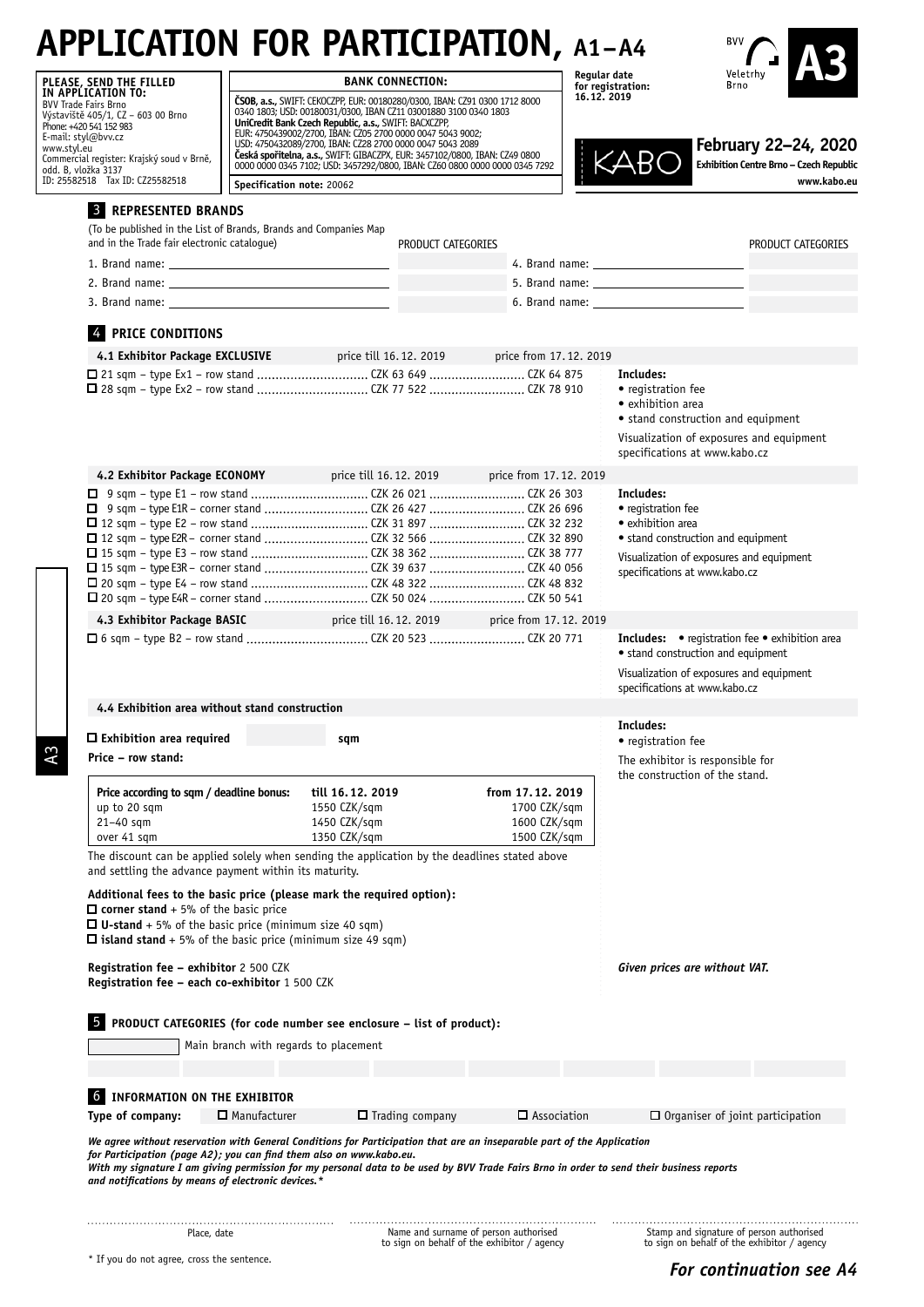# APPLICATION FOR PARTICIPATION, A1–A4

**A3**

**PLEASE, SEND THE FILLED IN APPLICATION TO:**
BVV Trade Fairs Brno
Výstaviště 405/1, CZ – 603 00 Brno
Phone: +420 541 152 983
E-mail: styl@bvv.cz
www.styl.eu
Commercial register: Krajský soud v Brně, odd. B, vložka 3137
ID: 25582518 Tax ID: CZ25582518

**BANK CONNECTION:**
**ČSOB, a.s.,** SWIFT: CEKOCZPP, EUR: 00180280/0300, IBAN: CZ91 0300 1712 8000 0340 1803; USD: 00180031/0300, IBAN CZ11 03001880 3100 0340 1803
**UniCredit Bank Czech Republic, a.s.,** SWIFT: BACXCZPP, EUR: 4750439002/2700, IBAN: CZ05 2700 0000 0047 5043 9002; USD: 4750432089/2700, IBAN: CZ28 2700 0000 0047 5043 2089
**Česká spořitelna, a.s.,** SWIFT: GIBACZPX, EUR: 3457102/0800, IBAN: CZ49 0800 0000 0000 0345 7102; USD: 3457292/0800, IBAN: CZ60 0800 0000 0000 0345 7292
**Specification note:** 20062

**Regular date for registration:** 16.12. 2019

KABO

**February 22–24, 2020**
**Exhibition Centre Brno – Czech Republic**
**www.kabo.eu**

## 3 REPRESENTED BRANDS

(To be published in the List of Brands, Brands and Companies Map and in the Trade fair electronic catalogue)

| | PRODUCT CATEGORIES | | PRODUCT CATEGORIES |
|---|---|---|---|
| 1. Brand name: | | 4. Brand name: | |
| 2. Brand name: | | 5. Brand name: | |
| 3. Brand name: | | 6. Brand name: | |

## 4 PRICE CONDITIONS

| **4.1 Exhibitor Package EXCLUSIVE** | price till 16. 12. 2019 | price from 17. 12. 2019 |
|---|---|---|
| ☐ 21 sqm – type Ex1 – row stand | CZK 63 649 | CZK 64 875 |
| ☐ 28 sqm – type Ex2 – row stand | CZK 77 522 | CZK 78 910 |

**Includes:**
- registration fee
- exhibition area
- stand construction and equipment

Visualization of exposures and equipment specifications at www.kabo.cz

| **4.2 Exhibitor Package ECONOMY** | price till 16. 12. 2019 | price from 17. 12. 2019 |
|---|---|---|
| ☐ 9 sqm – type E1 – row stand | CZK 26 021 | CZK 26 303 |
| ☐ 9 sqm – type E1R – corner stand | CZK 26 427 | CZK 26 696 |
| ☐ 12 sqm – type E2 – row stand | CZK 31 897 | CZK 32 232 |
| ☐ 12 sqm – type E2R – corner stand | CZK 32 566 | CZK 32 890 |
| ☐ 15 sqm – type E3 – row stand | CZK 38 362 | CZK 38 777 |
| ☐ 15 sqm – type E3R – corner stand | CZK 39 637 | CZK 40 056 |
| ☐ 20 sqm – type E4 – row stand | CZK 48 322 | CZK 48 832 |
| ☐ 20 sqm – type E4R – corner stand | CZK 50 024 | CZK 50 541 |

**Includes:**
- registration fee
- exhibition area
- stand construction and equipment

Visualization of exposures and equipment specifications at www.kabo.cz

| **4.3 Exhibitor Package BASIC** | price till 16. 12. 2019 | price from 17. 12. 2019 |
|---|---|---|
| ☐ 6 sqm – type B2 – row stand | CZK 20 523 | CZK 20 771 |

**Includes:** • registration fee • exhibition area • stand construction and equipment

Visualization of exposures and equipment specifications at www.kabo.cz

### 4.4 Exhibition area without stand construction

☐ **Exhibition area required** ______ **sqm**

**Price – row stand:**

| **Price according to sqm / deadline bonus:** | **till 16. 12. 2019** | **from 17. 12. 2019** |
|---|---|---|
| up to 20 sqm | 1550 CZK/sqm | 1700 CZK/sqm |
| 21–40 sqm | 1450 CZK/sqm | 1600 CZK/sqm |
| over 41 sqm | 1350 CZK/sqm | 1500 CZK/sqm |

The discount can be applied solely when sending the application by the deadlines stated above and settling the advance payment within its maturity.

**Includes:**
- registration fee

The exhibitor is responsible for the construction of the stand.

**Additional fees to the basic price (please mark the required option):**
☐ **corner stand** + 5% of the basic price
☐ **U-stand** + 5% of the basic price (minimum size 40 sqm)
☐ **island stand** + 5% of the basic price (minimum size 49 sqm)

**Registration fee – exhibitor** 2 500 CZK
**Registration fee – each co-exhibitor** 1 500 CZK

***Given prices are without VAT.***

## 5 PRODUCT CATEGORIES (for code number see enclosure – list of product):

______ Main branch with regards to placement

## 6 INFORMATION ON THE EXHIBITOR

**Type of company:** ☐ Manufacturer ☐ Trading company ☐ Association ☐ Organiser of joint participation

***We agree without reservation with General Conditions for Participation that are an inseparable part of the Application for Participation (page A2); you can find them also on www.kabo.eu.***
***With my signature I am giving permission for my personal data to be used by BVV Trade Fairs Brno in order to send their business reports and notifications by means of electronic devices.****

Place, date

Name and surname of person authorised to sign on behalf of the exhibitor / agency

Stamp and signature of person authorised to sign on behalf of the exhibitor / agency

* If you do not agree, cross the sentence.

***For continuation see A4***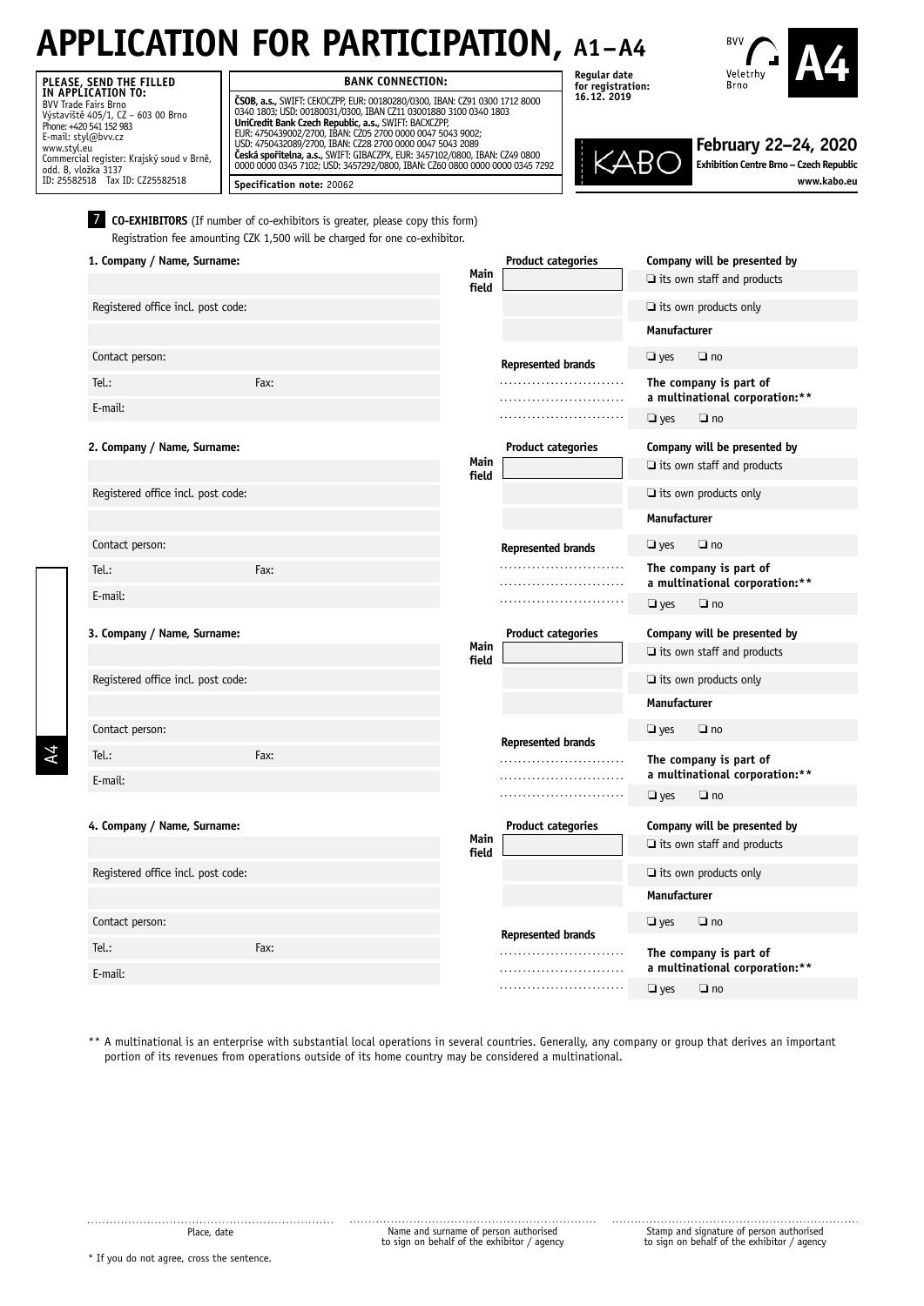# APPLICATION FOR PARTICIPATION, A1–A4

**A4**

BVV Veletrhy Brno

**PLEASE, SEND THE FILLED IN APPLICATION TO:**
BVV Trade Fairs Brno
Výstaviště 405/1, CZ – 603 00 Brno
Phone: +420 541 152 983
E-mail: styl@bvv.cz
www.styl.eu
Commercial register: Krajský soud v Brně, odd. B, vložka 3137
ID: 25582518 Tax ID: CZ25582518

**BANK CONNECTION:**

**ČSOB, a.s.,** SWIFT: CEKOCZPP, EUR: 00180280/0300, IBAN: CZ91 0300 1712 8000 0340 1803; USD: 00180031/0300, IBAN CZ11 03001880 3100 0340 1803
**UniCredit Bank Czech Republic, a.s.,** SWIFT: BACXCZPP, EUR: 4750439002/2700, IBAN: CZ05 2700 0000 0047 5043 9002; USD: 4750432089/2700, IBAN: CZ28 2700 0000 0047 5043 2089
**Česká spořitelna, a.s.,** SWIFT: GIBACZPX, EUR: 3457102/0800, IBAN: CZ49 0800 0000 0000 0345 7102; USD: 3457292/0800, IBAN: CZ60 0800 0000 0000 0345 7292

**Specification note:** 20062

**Regular date for registration:** 16.12. 2019

KABO

**February 22–24, 2020**
**Exhibition Centre Brno – Czech Republic**
**www.kabo.eu**

**7 CO-EXHIBITORS** (If number of co-exhibitors is greater, please copy this form)
Registration fee amounting CZK 1,500 will be charged for one co-exhibitor.

**1. Company / Name, Surname:**

Registered office incl. post code:

Contact person:

Tel.: Fax:

E-mail:

**Product categories**
Main field

**Represented brands**
...........................
...........................
...........................

**Company will be presented by**
❑ its own staff and products
❑ its own products only

**Manufacturer**
❑ yes ❑ no

**The company is part of a multinational corporation:\*\***
❑ yes ❑ no

**2. Company / Name, Surname:**

Registered office incl. post code:

Contact person:

Tel.: Fax:

E-mail:

**Product categories**
Main field

**Represented brands**
...........................
...........................
...........................

**Company will be presented by**
❑ its own staff and products
❑ its own products only

**Manufacturer**
❑ yes ❑ no

**The company is part of a multinational corporation:\*\***
❑ yes ❑ no

**3. Company / Name, Surname:**

Registered office incl. post code:

Contact person:

Tel.: Fax:

E-mail:

**Product categories**
Main field

**Represented brands**
...........................
...........................
...........................

**Company will be presented by**
❑ its own staff and products
❑ its own products only

**Manufacturer**
❑ yes ❑ no

**The company is part of a multinational corporation:\*\***
❑ yes ❑ no

**4. Company / Name, Surname:**

Registered office incl. post code:

Contact person:

Tel.: Fax:

E-mail:

**Product categories**
Main field

**Represented brands**
...........................
...........................
...........................

**Company will be presented by**
❑ its own staff and products
❑ its own products only

**Manufacturer**
❑ yes ❑ no

**The company is part of a multinational corporation:\*\***
❑ yes ❑ no

\*\* A multinational is an enterprise with substantial local operations in several countries. Generally, any company or group that derives an important portion of its revenues from operations outside of its home country may be considered a multinational.

| ........................................ | ........................................ | ........................................ |
|---|---|---|
| Place, date | Name and surname of person authorised to sign on behalf of the exhibitor / agency | Stamp and signature of person authorised to sign on behalf of the exhibitor / agency |

\* If you do not agree, cross the sentence.